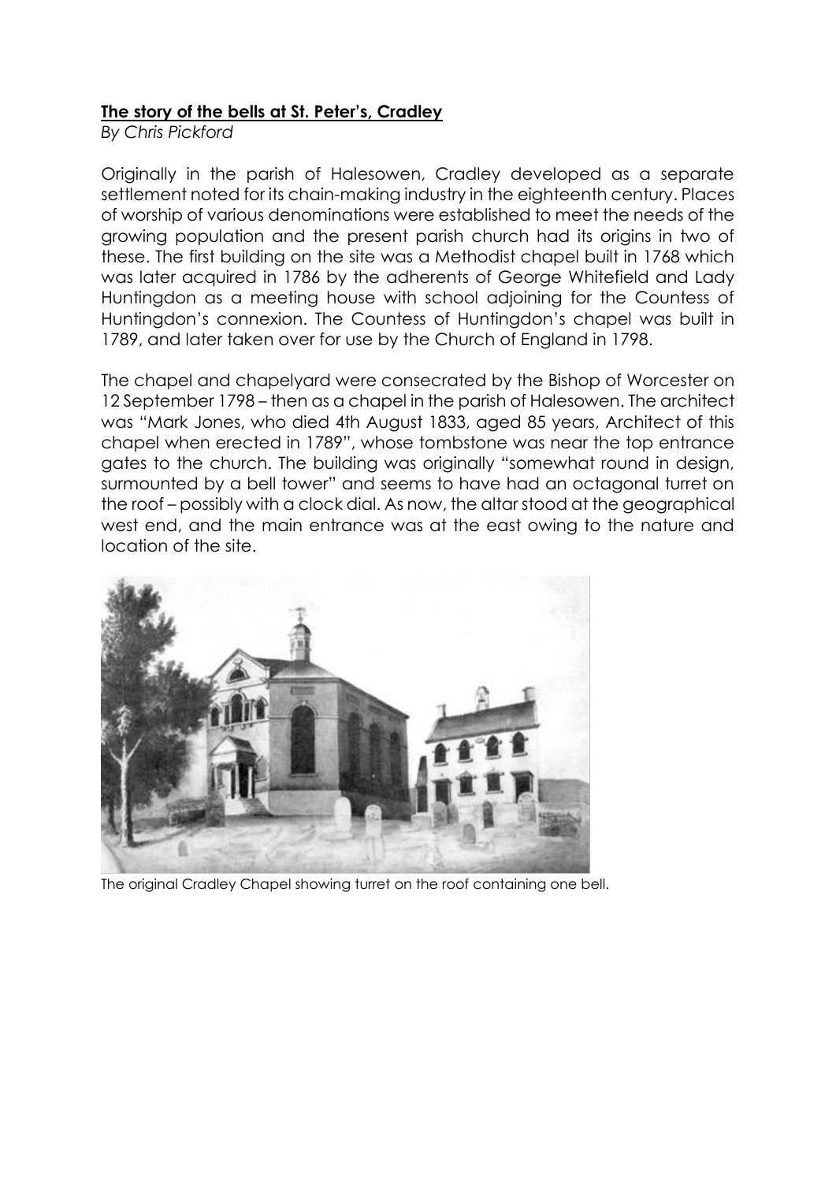**The story of the bells at St. Peter's, Cradley**

*By Chris Pickford*

Originally in the parish of Halesowen, Cradley developed as a separate settlement noted for its chain-making industry in the eighteenth century. Places of worship of various denominations were established to meet the needs of the growing population and the present parish church had its origins in two of these. The first building on the site was a Methodist chapel built in 1768 which was later acquired in 1786 by the adherents of George Whitefield and Lady Huntingdon as a meeting house with school adjoining for the Countess of Huntingdon's connexion. The Countess of Huntingdon's chapel was built in 1789, and later taken over for use by the Church of England in 1798.

The chapel and chapelyard were consecrated by the Bishop of Worcester on 12 September 1798 – then as a chapel in the parish of Halesowen. The architect was "Mark Jones, who died 4th August 1833, aged 85 years, Architect of this chapel when erected in 1789", whose tombstone was near the top entrance gates to the church. The building was originally "somewhat round in design, surmounted by a bell tower" and seems to have had an octagonal turret on the roof – possibly with a clock dial. As now, the altar stood at the geographical west end, and the main entrance was at the east owing to the nature and location of the site.

The original Cradley Chapel showing turret on the roof containing one bell.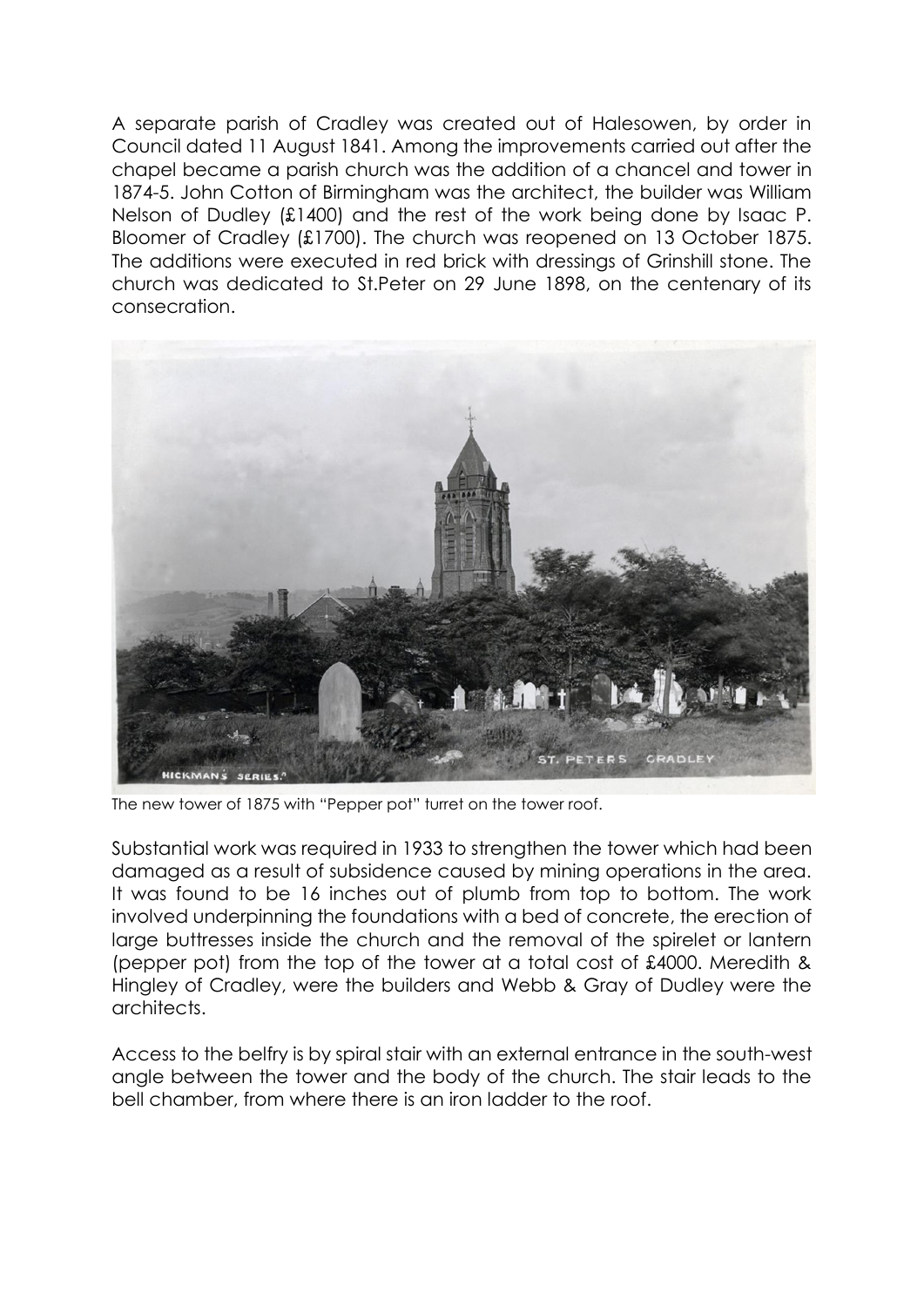A separate parish of Cradley was created out of Halesowen, by order in Council dated 11 August 1841. Among the improvements carried out after the chapel became a parish church was the addition of a chancel and tower in 1874-5. John Cotton of Birmingham was the architect, the builder was William Nelson of Dudley (£1400) and the rest of the work being done by Isaac P. Bloomer of Cradley (£1700). The church was reopened on 13 October 1875. The additions were executed in red brick with dressings of Grinshill stone. The church was dedicated to St.Peter on 29 June 1898, on the centenary of its consecration.

The new tower of 1875 with "Pepper pot" turret on the tower roof.

Substantial work was required in 1933 to strengthen the tower which had been damaged as a result of subsidence caused by mining operations in the area. It was found to be 16 inches out of plumb from top to bottom. The work involved underpinning the foundations with a bed of concrete, the erection of large buttresses inside the church and the removal of the spirelet or lantern (pepper pot) from the top of the tower at a total cost of £4000. Meredith & Hingley of Cradley, were the builders and Webb & Gray of Dudley were the architects.

Access to the belfry is by spiral stair with an external entrance in the south-west angle between the tower and the body of the church. The stair leads to the bell chamber, from where there is an iron ladder to the roof.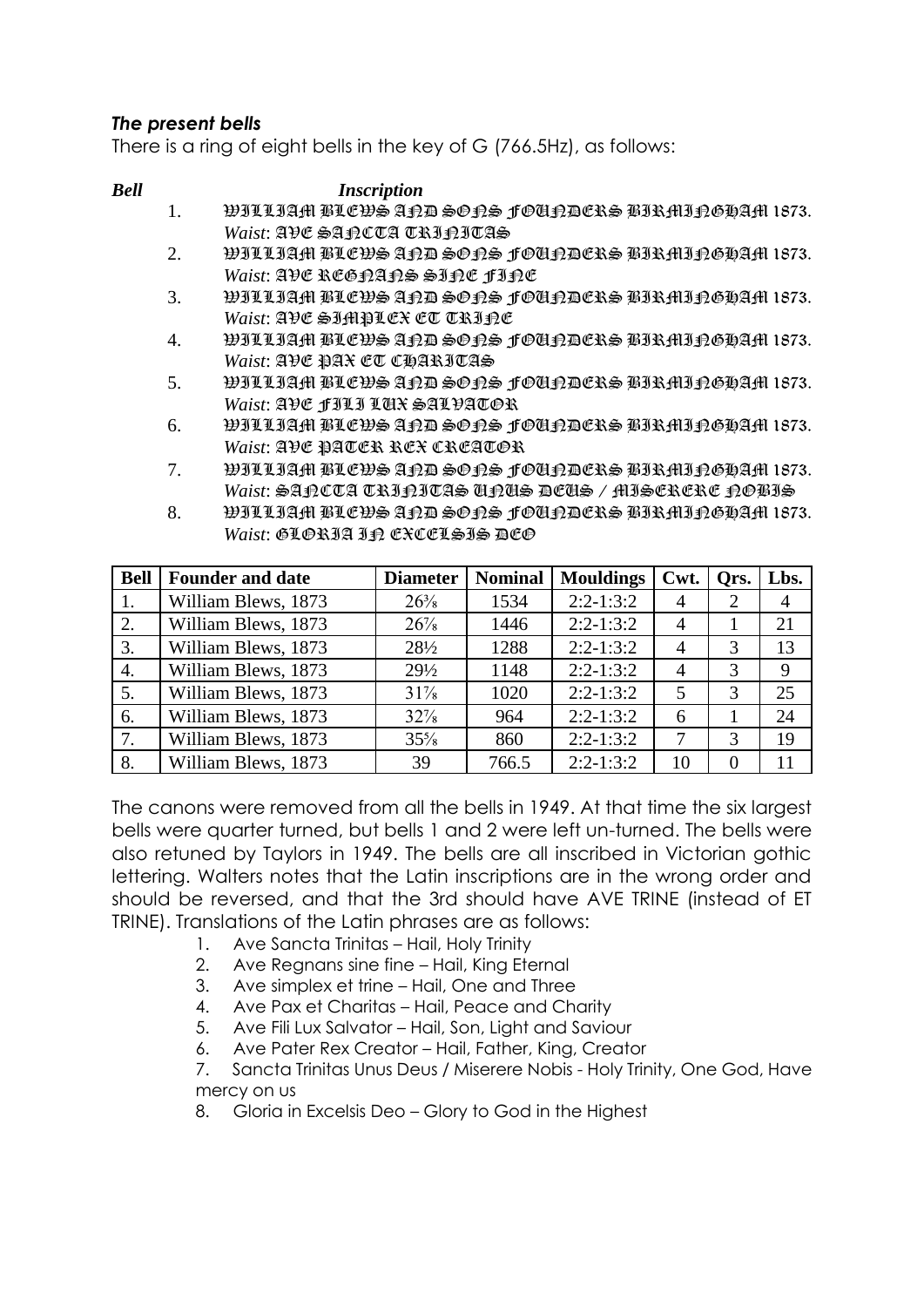### *The present bells*

There is a ring of eight bells in the key of G (766.5Hz), as follows:

***Bell*** ***Inscription***

1. WILLIAM BLEWS AND SONS FOUNDERS BIRMINGHAM 1873.
   *Waist*: AVE SANCTA TRINITAS
2. WILLIAM BLEWS AND SONS FOUNDERS BIRMINGHAM 1873.
   *Waist*: AVE REGNANS SINE FINE
3. WILLIAM BLEWS AND SONS FOUNDERS BIRMINGHAM 1873.
   *Waist*: AVE SIMPLEX ET TRINE
4. WILLIAM BLEWS AND SONS FOUNDERS BIRMINGHAM 1873.
   *Waist*: AVE PAX ET CHARITAS
5. WILLIAM BLEWS AND SONS FOUNDERS BIRMINGHAM 1873.
   *Waist*: AVE FILI LUX SALVATOR
6. WILLIAM BLEWS AND SONS FOUNDERS BIRMINGHAM 1873.
   *Waist*: AVE PATER REX CREATOR
7. WILLIAM BLEWS AND SONS FOUNDERS BIRMINGHAM 1873.
   *Waist*: SANCTA TRINITAS UNUS DEUS / MISERERE NOBIS
8. WILLIAM BLEWS AND SONS FOUNDERS BIRMINGHAM 1873.
   *Waist*: GLORIA IN EXCELSIS DEO

| Bell | Founder and date | Diameter | Nominal | Mouldings | Cwt. | Qrs. | Lbs. |
|---|---|---|---|---|---|---|---|
| 1. | William Blews, 1873 | 26⅜ | 1534 | 2:2-1:3:2 | 4 | 2 | 4 |
| 2. | William Blews, 1873 | 26⅞ | 1446 | 2:2-1:3:2 | 4 | 1 | 21 |
| 3. | William Blews, 1873 | 28½ | 1288 | 2:2-1:3:2 | 4 | 3 | 13 |
| 4. | William Blews, 1873 | 29½ | 1148 | 2:2-1:3:2 | 4 | 3 | 9 |
| 5. | William Blews, 1873 | 31⅞ | 1020 | 2:2-1:3:2 | 5 | 3 | 25 |
| 6. | William Blews, 1873 | 32⅞ | 964 | 2:2-1:3:2 | 6 | 1 | 24 |
| 7. | William Blews, 1873 | 35⅝ | 860 | 2:2-1:3:2 | 7 | 3 | 19 |
| 8. | William Blews, 1873 | 39 | 766.5 | 2:2-1:3:2 | 10 | 0 | 11 |

The canons were removed from all the bells in 1949. At that time the six largest bells were quarter turned, but bells 1 and 2 were left un-turned. The bells were also retuned by Taylors in 1949. The bells are all inscribed in Victorian gothic lettering. Walters notes that the Latin inscriptions are in the wrong order and should be reversed, and that the 3rd should have AVE TRINE (instead of ET TRINE). Translations of the Latin phrases are as follows:

1. Ave Sancta Trinitas – Hail, Holy Trinity
2. Ave Regnans sine fine – Hail, King Eternal
3. Ave simplex et trine – Hail, One and Three
4. Ave Pax et Charitas – Hail, Peace and Charity
5. Ave Fili Lux Salvator – Hail, Son, Light and Saviour
6. Ave Pater Rex Creator – Hail, Father, King, Creator
7. Sancta Trinitas Unus Deus / Miserere Nobis - Holy Trinity, One God, Have mercy on us
8. Gloria in Excelsis Deo – Glory to God in the Highest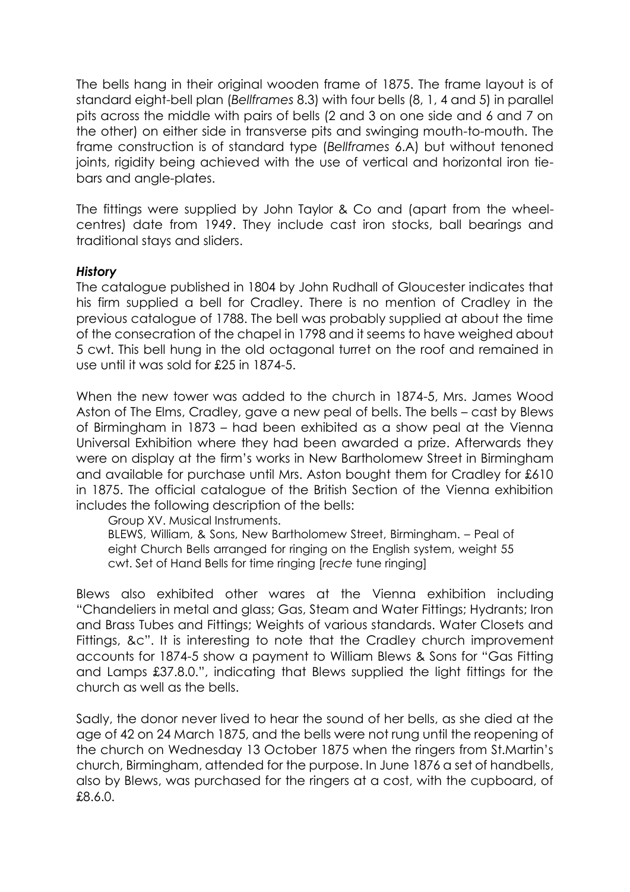The bells hang in their original wooden frame of 1875. The frame layout is of standard eight-bell plan (*Bellframes* 8.3) with four bells (8, 1, 4 and 5) in parallel pits across the middle with pairs of bells (2 and 3 on one side and 6 and 7 on the other) on either side in transverse pits and swinging mouth-to-mouth. The frame construction is of standard type (*Bellframes* 6.A) but without tenoned joints, rigidity being achieved with the use of vertical and horizontal iron tie-bars and angle-plates.

The fittings were supplied by John Taylor & Co and (apart from the wheel-centres) date from 1949. They include cast iron stocks, ball bearings and traditional stays and sliders.

***History***

The catalogue published in 1804 by John Rudhall of Gloucester indicates that his firm supplied a bell for Cradley. There is no mention of Cradley in the previous catalogue of 1788. The bell was probably supplied at about the time of the consecration of the chapel in 1798 and it seems to have weighed about 5 cwt. This bell hung in the old octagonal turret on the roof and remained in use until it was sold for £25 in 1874-5.

When the new tower was added to the church in 1874-5, Mrs. James Wood Aston of The Elms, Cradley, gave a new peal of bells. The bells – cast by Blews of Birmingham in 1873 – had been exhibited as a show peal at the Vienna Universal Exhibition where they had been awarded a prize. Afterwards they were on display at the firm's works in New Bartholomew Street in Birmingham and available for purchase until Mrs. Aston bought them for Cradley for £610 in 1875. The official catalogue of the British Section of the Vienna exhibition includes the following description of the bells:

> Group XV. Musical Instruments.
> BLEWS, William, & Sons, New Bartholomew Street, Birmingham. – Peal of eight Church Bells arranged for ringing on the English system, weight 55 cwt. Set of Hand Bells for time ringing [*recte* tune ringing]

Blews also exhibited other wares at the Vienna exhibition including "Chandeliers in metal and glass; Gas, Steam and Water Fittings; Hydrants; Iron and Brass Tubes and Fittings; Weights of various standards. Water Closets and Fittings, &c". It is interesting to note that the Cradley church improvement accounts for 1874-5 show a payment to William Blews & Sons for "Gas Fitting and Lamps £37.8.0.", indicating that Blews supplied the light fittings for the church as well as the bells.

Sadly, the donor never lived to hear the sound of her bells, as she died at the age of 42 on 24 March 1875, and the bells were not rung until the reopening of the church on Wednesday 13 October 1875 when the ringers from St.Martin's church, Birmingham, attended for the purpose. In June 1876 a set of handbells, also by Blews, was purchased for the ringers at a cost, with the cupboard, of £8.6.0.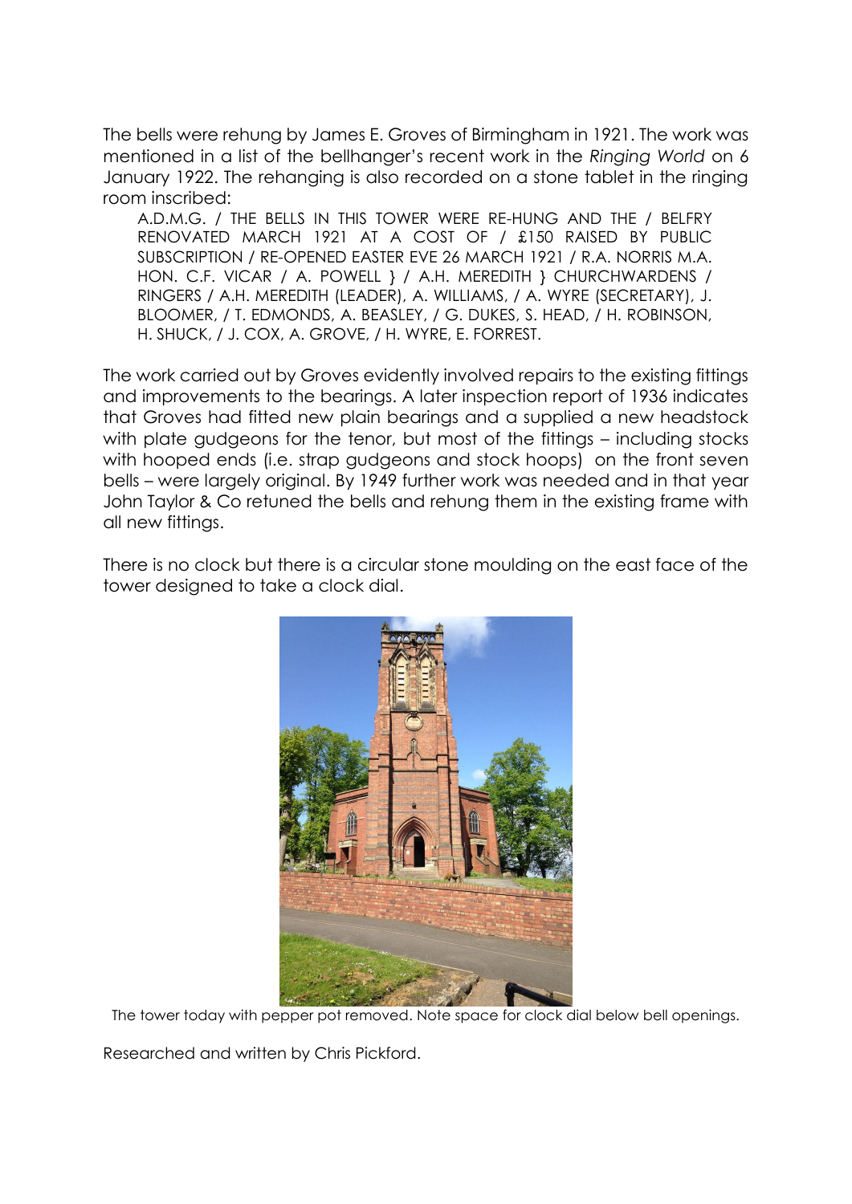The bells were rehung by James E. Groves of Birmingham in 1921. The work was mentioned in a list of the bellhanger's recent work in the *Ringing World* on 6 January 1922. The rehanging is also recorded on a stone tablet in the ringing room inscribed:

> A.D.M.G. / THE BELLS IN THIS TOWER WERE RE-HUNG AND THE / BELFRY RENOVATED MARCH 1921 AT A COST OF / £150 RAISED BY PUBLIC SUBSCRIPTION / RE-OPENED EASTER EVE 26 MARCH 1921 / R.A. NORRIS M.A. HON. C.F. VICAR / A. POWELL } / A.H. MEREDITH } CHURCHWARDENS / RINGERS / A.H. MEREDITH (LEADER), A. WILLIAMS, / A. WYRE (SECRETARY), J. BLOOMER, / T. EDMONDS, A. BEASLEY, / G. DUKES, S. HEAD, / H. ROBINSON, H. SHUCK, / J. COX, A. GROVE, / H. WYRE, E. FORREST.

The work carried out by Groves evidently involved repairs to the existing fittings and improvements to the bearings. A later inspection report of 1936 indicates that Groves had fitted new plain bearings and a supplied a new headstock with plate gudgeons for the tenor, but most of the fittings – including stocks with hooped ends (i.e. strap gudgeons and stock hoops) on the front seven bells – were largely original. By 1949 further work was needed and in that year John Taylor & Co retuned the bells and rehung them in the existing frame with all new fittings.

There is no clock but there is a circular stone moulding on the east face of the tower designed to take a clock dial.

The tower today with pepper pot removed. Note space for clock dial below bell openings.

Researched and written by Chris Pickford.